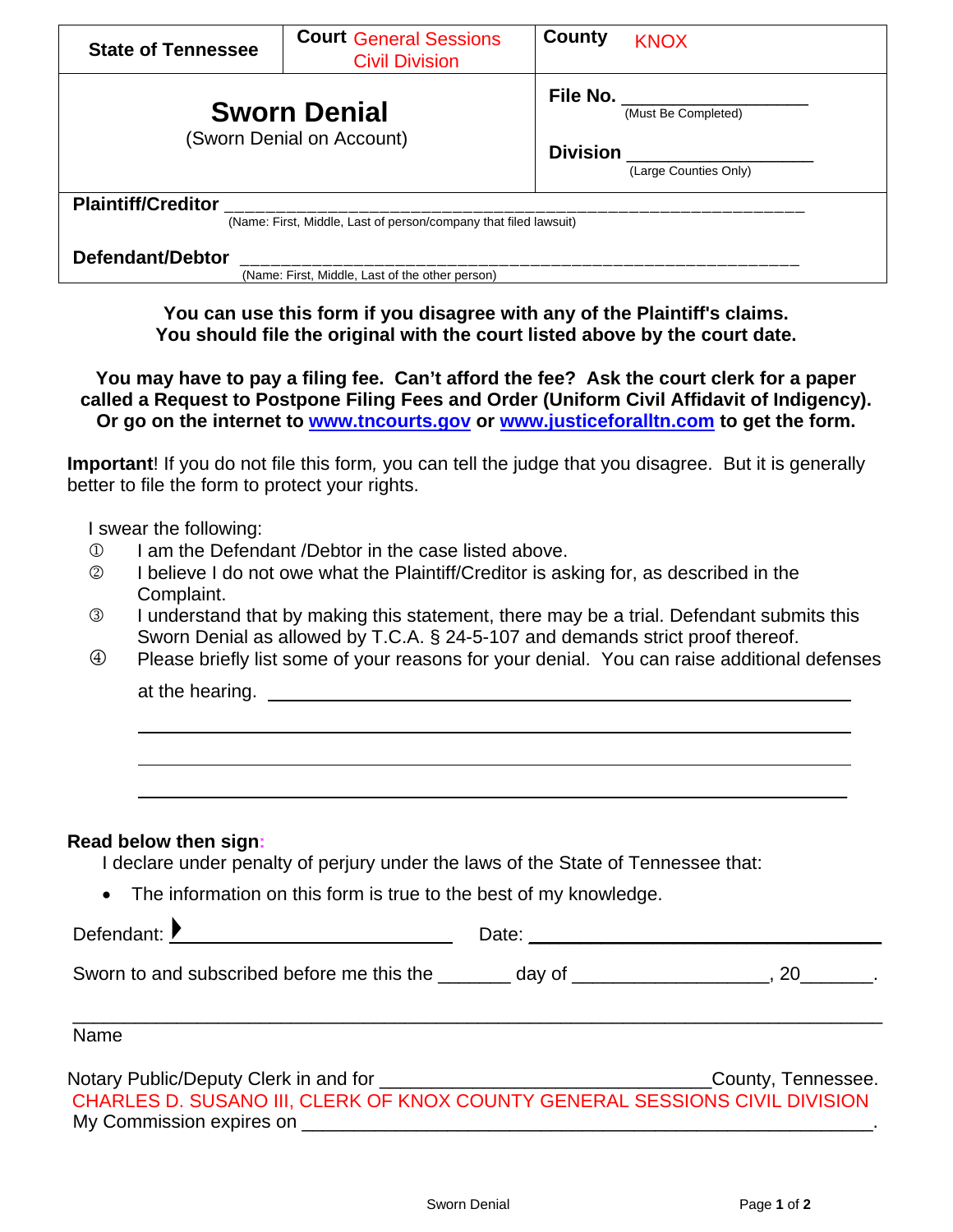| State of Tennessee | Court General Sessions Civil Division | County KNOX |
|---|---|---|

# Sworn Denial

(Sworn Denial on Account)

**File No.** ____________________
(Must Be Completed)

**Division** ____________________
(Large Counties Only)

**Plaintiff/Creditor** ______________________________________________________________
(Name: First, Middle, Last of person/company that filed lawsuit)

**Defendant/Debtor** ______________________________________________________________
(Name: First, Middle, Last of the other person)

**You can use this form if you disagree with any of the Plaintiff's claims.**
**You should file the original with the court listed above by the court date.**

**You may have to pay a filing fee. Can't afford the fee? Ask the court clerk for a paper called a Request to Postpone Filing Fees and Order (Uniform Civil Affidavit of Indigency). Or go on the internet to [www.tncourts.gov](http://www.tncourts.gov) or [www.justiceforalltn.com](http://www.justiceforalltn.com) to get the form.**

**Important**! If you do not file this form, you can tell the judge that you disagree. But it is generally better to file the form to protect your rights.

I swear the following:

① I am the Defendant /Debtor in the case listed above.

② I believe I do not owe what the Plaintiff/Creditor is asking for, as described in the Complaint.

③ I understand that by making this statement, there may be a trial. Defendant submits this Sworn Denial as allowed by T.C.A. § 24-5-107 and demands strict proof thereof.

④ Please briefly list some of your reasons for your denial. You can raise additional defenses at the hearing. ______________________________________________

______________________________________________________________

______________________________________________________________

______________________________________________________________

**Read below then sign:**

I declare under penalty of perjury under the laws of the State of Tennessee that:

- The information on this form is true to the best of my knowledge.

Defendant: ▶ ____________________________ Date: ____________________________

Sworn to and subscribed before me this the _______ day of __________________, 20_______.

______________________________________________________________
Name

Notary Public/Deputy Clerk in and for ______________________________County, Tennessee.
CHARLES D. SUSANO III, CLERK OF KNOX COUNTY GENERAL SESSIONS CIVIL DIVISION
My Commission expires on ______________________________________________________.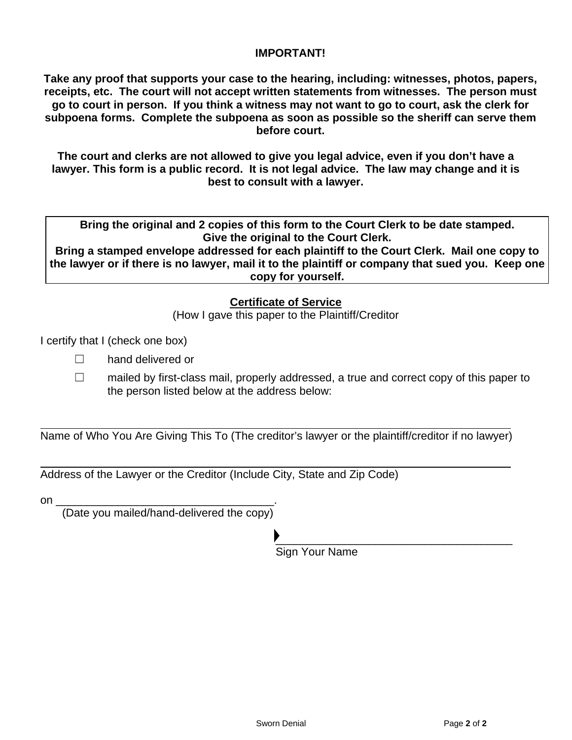**IMPORTANT!**

**Take any proof that supports your case to the hearing, including: witnesses, photos, papers, receipts, etc. The court will not accept written statements from witnesses. The person must go to court in person. If you think a witness may not want to go to court, ask the clerk for subpoena forms. Complete the subpoena as soon as possible so the sheriff can serve them before court.**

**The court and clerks are not allowed to give you legal advice, even if you don't have a lawyer. This form is a public record. It is not legal advice. The law may change and it is best to consult with a lawyer.**

**Bring the original and 2 copies of this form to the Court Clerk to be date stamped.**
**Give the original to the Court Clerk.**
**Bring a stamped envelope addressed for each plaintiff to the Court Clerk. Mail one copy to the lawyer or if there is no lawyer, mail it to the plaintiff or company that sued you. Keep one copy for yourself.**

## Certificate of Service

(How I gave this paper to the Plaintiff/Creditor

I certify that I (check one box)

☐ hand delivered or

☐ mailed by first-class mail, properly addressed, a true and correct copy of this paper to the person listed below at the address below:

_______________________________________________
Name of Who You Are Giving This To (The creditor's lawyer or the plaintiff/creditor if no lawyer)

_______________________________________________
Address of the Lawyer or the Creditor (Include City, State and Zip Code)

on ___________________________________.
(Date you mailed/hand-delivered the copy)

_______________________________________
Sign Your Name

Sworn Denial